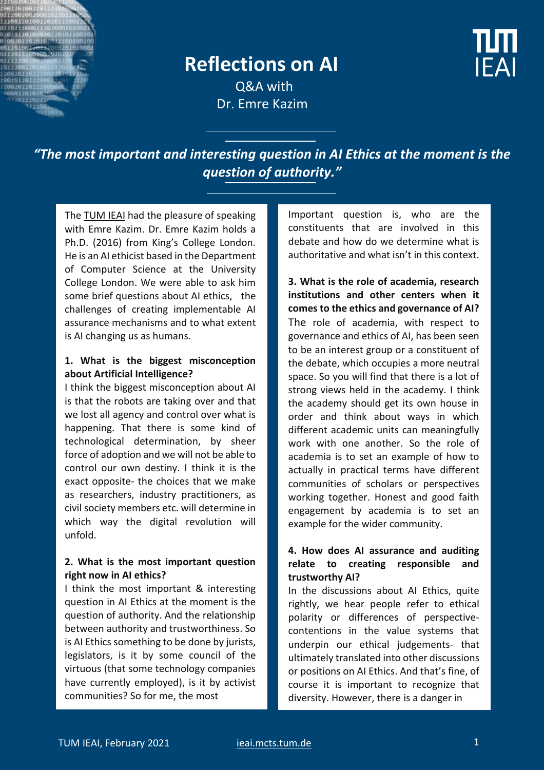# Reflections on AI

Q&A with
Dr. Emre Kazim

*"The most important and interesting question in AI Ethics at the moment is the question of authority."*

The TUM IEAI had the pleasure of speaking with Emre Kazim. Dr. Emre Kazim holds a Ph.D. (2016) from King's College London. He is an AI ethicist based in the Department of Computer Science at the University College London. We were able to ask him some brief questions about AI ethics, the challenges of creating implementable AI assurance mechanisms and to what extent is AI changing us as humans.

**1. What is the biggest misconception about Artificial Intelligence?**

I think the biggest misconception about AI is that the robots are taking over and that we lost all agency and control over what is happening. That there is some kind of technological determination, by sheer force of adoption and we will not be able to control our own destiny. I think it is the exact opposite- the choices that we make as researchers, industry practitioners, as civil society members etc. will determine in which way the digital revolution will unfold.

**2. What is the most important question right now in AI ethics?**

I think the most important & interesting question in AI Ethics at the moment is the question of authority. And the relationship between authority and trustworthiness. So is AI Ethics something to be done by jurists, legislators, is it by some council of the virtuous (that some technology companies have currently employed), is it by activist communities? So for me, the most Important question is, who are the constituents that are involved in this debate and how do we determine what is authoritative and what isn't in this context.

**3. What is the role of academia, research institutions and other centers when it comes to the ethics and governance of AI?**

The role of academia, with respect to governance and ethics of AI, has been seen to be an interest group or a constituent of the debate, which occupies a more neutral space. So you will find that there is a lot of strong views held in the academy. I think the academy should get its own house in order and think about ways in which different academic units can meaningfully work with one another. So the role of academia is to set an example of how to actually in practical terms have different communities of scholars or perspectives working together. Honest and good faith engagement by academia is to set an example for the wider community.

**4. How does AI assurance and auditing relate to creating responsible and trustworthy AI?**

In the discussions about AI Ethics, quite rightly, we hear people refer to ethical polarity or differences of perspective- contentions in the value systems that underpin our ethical judgements- that ultimately translated into other discussions or positions on AI Ethics. And that's fine, of course it is important to recognize that diversity. However, there is a danger in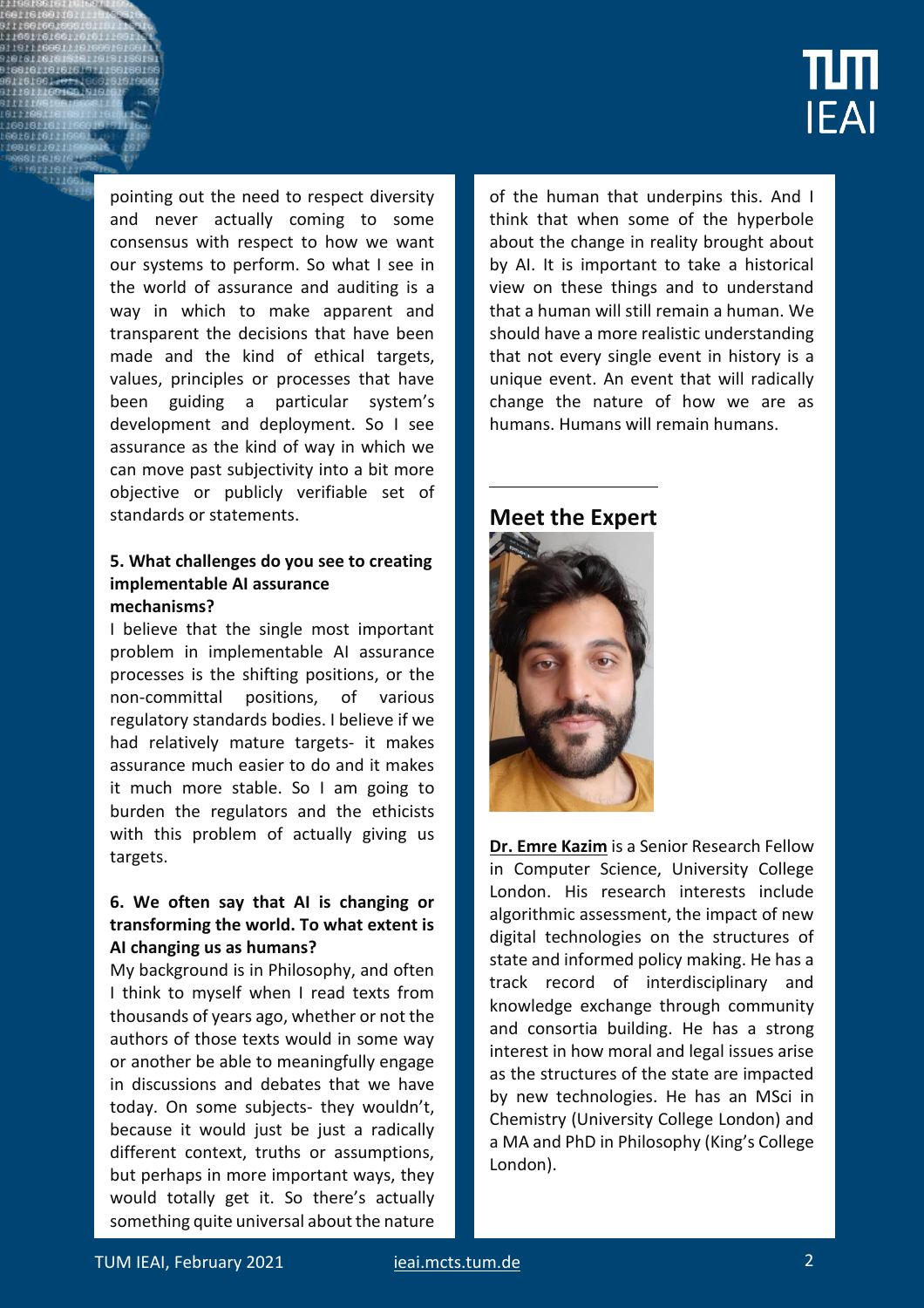pointing out the need to respect diversity and never actually coming to some consensus with respect to how we want our systems to perform. So what I see in the world of assurance and auditing is a way in which to make apparent and transparent the decisions that have been made and the kind of ethical targets, values, principles or processes that have been guiding a particular system's development and deployment. So I see assurance as the kind of way in which we can move past subjectivity into a bit more objective or publicly verifiable set of standards or statements.

**5. What challenges do you see to creating implementable AI assurance mechanisms?**

I believe that the single most important problem in implementable AI assurance processes is the shifting positions, or the non-committal positions, of various regulatory standards bodies. I believe if we had relatively mature targets- it makes assurance much easier to do and it makes it much more stable. So I am going to burden the regulators and the ethicists with this problem of actually giving us targets.

**6. We often say that AI is changing or transforming the world. To what extent is AI changing us as humans?**

My background is in Philosophy, and often I think to myself when I read texts from thousands of years ago, whether or not the authors of those texts would in some way or another be able to meaningfully engage in discussions and debates that we have today. On some subjects- they wouldn't, because it would just be just a radically different context, truths or assumptions, but perhaps in more important ways, they would totally get it. So there's actually something quite universal about the nature of the human that underpins this. And I think that when some of the hyperbole about the change in reality brought about by AI. It is important to take a historical view on these things and to understand that a human will still remain a human. We should have a more realistic understanding that not every single event in history is a unique event. An event that will radically change the nature of how we are as humans. Humans will remain humans.

## Meet the Expert

**Dr. Emre Kazim** is a Senior Research Fellow in Computer Science, University College London. His research interests include algorithmic assessment, the impact of new digital technologies on the structures of state and informed policy making. He has a track record of interdisciplinary and knowledge exchange through community and consortia building. He has a strong interest in how moral and legal issues arise as the structures of the state are impacted by new technologies. He has an MSci in Chemistry (University College London) and a MA and PhD in Philosophy (King's College London).